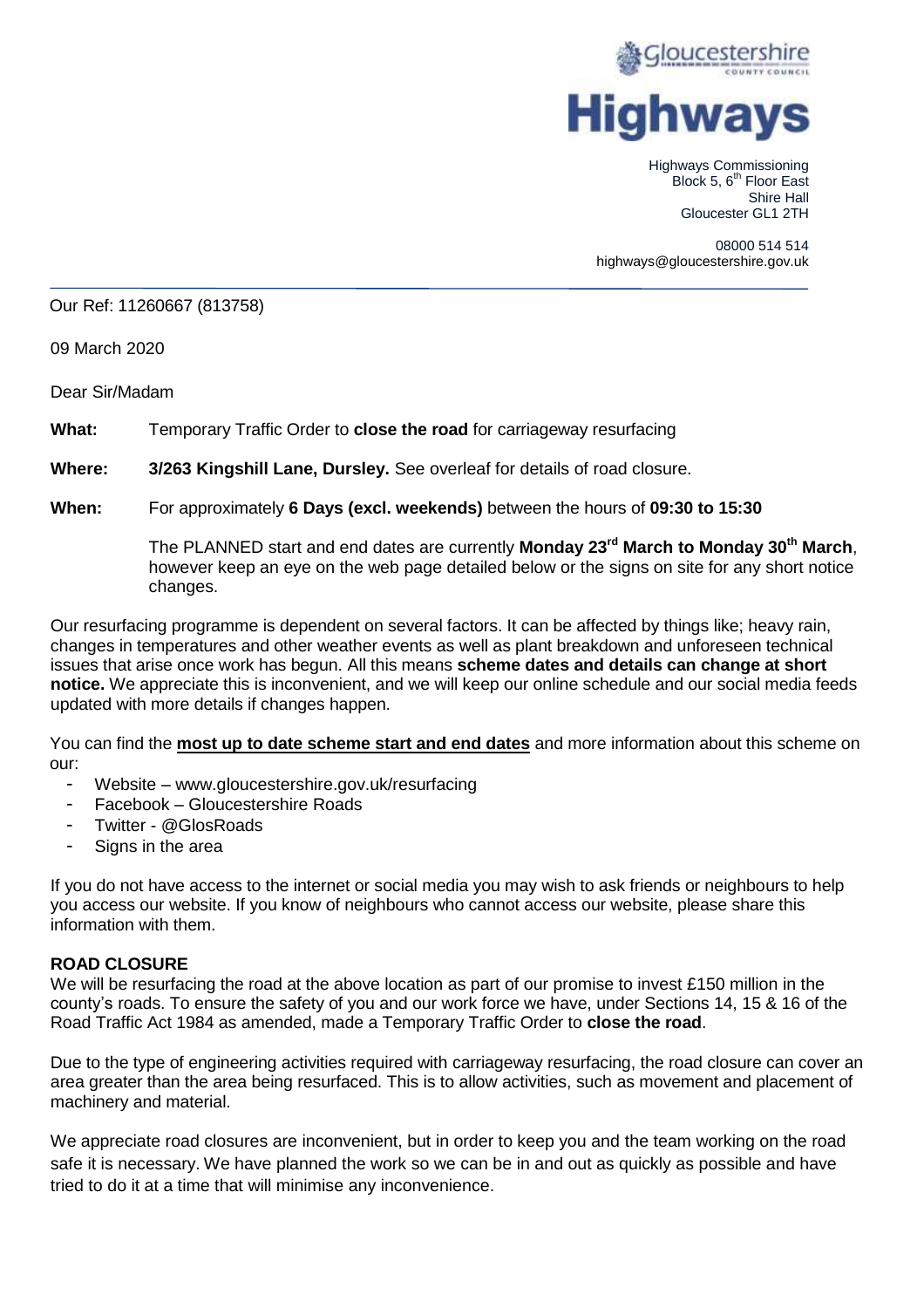Gloucestershire County Council

# Highways

Highways Commissioning
Block 5, 6th Floor East
Shire Hall
Gloucester GL1 2TH

08000 514 514
highways@gloucestershire.gov.uk

Our Ref: 11260667 (813758)

09 March 2020

Dear Sir/Madam

**What:** Temporary Traffic Order to **close the road** for carriageway resurfacing

**Where:** **3/263 Kingshill Lane, Dursley.** See overleaf for details of road closure.

**When:** For approximately **6 Days (excl. weekends)** between the hours of **09:30 to 15:30**

The PLANNED start and end dates are currently **Monday 23rd March to Monday 30th March**, however keep an eye on the web page detailed below or the signs on site for any short notice changes.

Our resurfacing programme is dependent on several factors. It can be affected by things like; heavy rain, changes in temperatures and other weather events as well as plant breakdown and unforeseen technical issues that arise once work has begun. All this means **scheme dates and details can change at short notice.** We appreciate this is inconvenient, and we will keep our online schedule and our social media feeds updated with more details if changes happen.

You can find the **most up to date scheme start and end dates** and more information about this scheme on our:

- Website – www.gloucestershire.gov.uk/resurfacing
- Facebook – Gloucestershire Roads
- Twitter - @GlosRoads
- Signs in the area

If you do not have access to the internet or social media you may wish to ask friends or neighbours to help you access our website. If you know of neighbours who cannot access our website, please share this information with them.

**ROAD CLOSURE**

We will be resurfacing the road at the above location as part of our promise to invest £150 million in the county's roads. To ensure the safety of you and our work force we have, under Sections 14, 15 & 16 of the Road Traffic Act 1984 as amended, made a Temporary Traffic Order to **close the road**.

Due to the type of engineering activities required with carriageway resurfacing, the road closure can cover an area greater than the area being resurfaced. This is to allow activities, such as movement and placement of machinery and material.

We appreciate road closures are inconvenient, but in order to keep you and the team working on the road safe it is necessary. We have planned the work so we can be in and out as quickly as possible and have tried to do it at a time that will minimise any inconvenience.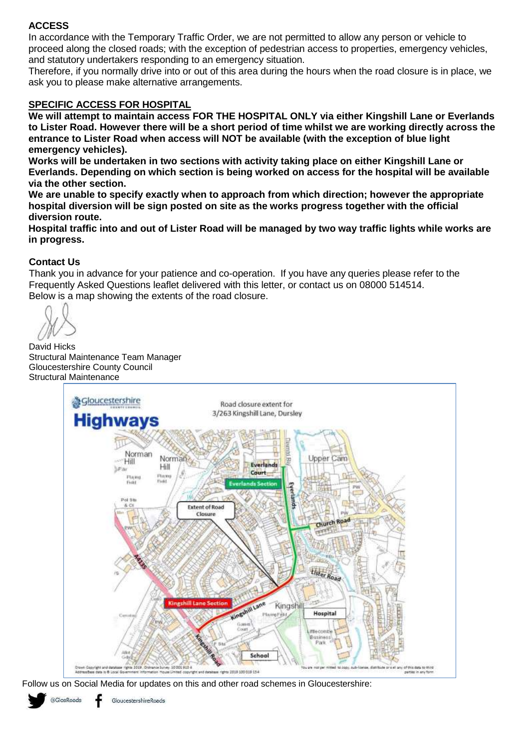## ACCESS

In accordance with the Temporary Traffic Order, we are not permitted to allow any person or vehicle to proceed along the closed roads; with the exception of pedestrian access to properties, emergency vehicles, and statutory undertakers responding to an emergency situation.

Therefore, if you normally drive into or out of this area during the hours when the road closure is in place, we ask you to please make alternative arrangements.

## SPECIFIC ACCESS FOR HOSPITAL

**We will attempt to maintain access FOR THE HOSPITAL ONLY via either Kingshill Lane or Everlands to Lister Road. However there will be a short period of time whilst we are working directly across the entrance to Lister Road when access will NOT be available (with the exception of blue light emergency vehicles).**

**Works will be undertaken in two sections with activity taking place on either Kingshill Lane or Everlands. Depending on which section is being worked on access for the hospital will be available via the other section.**

**We are unable to specify exactly when to approach from which direction; however the appropriate hospital diversion will be sign posted on site as the works progress together with the official diversion route.**

**Hospital traffic into and out of Lister Road will be managed by two way traffic lights while works are in progress.**

## Contact Us

Thank you in advance for your patience and co-operation. If you have any queries please refer to the Frequently Asked Questions leaflet delivered with this letter, or contact us on 08000 514514.

Below is a map showing the extents of the road closure.

David Hicks
Structural Maintenance Team Manager
Gloucestershire County Council
Structural Maintenance

Gloucestershire Highways — Road closure extent for 3/263 Kingshill Lane, Dursley

Follow us on Social Media for updates on this and other road schemes in Gloucestershire:

@GlosRoads GloucestershireRoads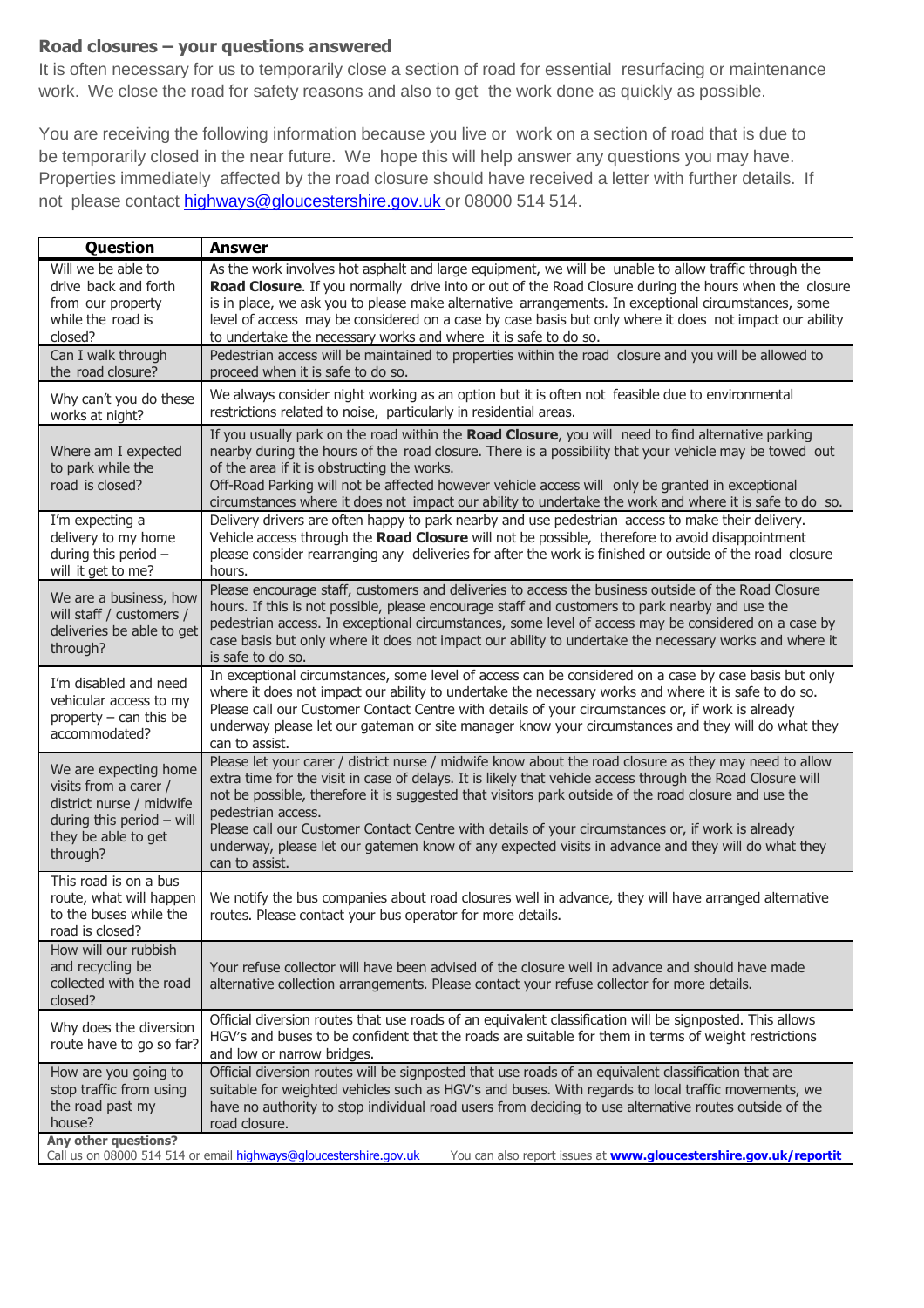## Road closures – your questions answered

It is often necessary for us to temporarily close a section of road for essential resurfacing or maintenance work. We close the road for safety reasons and also to get the work done as quickly as possible.

You are receiving the following information because you live or work on a section of road that is due to be temporarily closed in the near future. We hope this will help answer any questions you may have. Properties immediately affected by the road closure should have received a letter with further details. If not please contact highways@gloucestershire.gov.uk or 08000 514 514.

| Question | Answer |
|---|---|
| Will we be able to drive back and forth from our property while the road is closed? | As the work involves hot asphalt and large equipment, we will be unable to allow traffic through the **Road Closure**. If you normally drive into or out of the Road Closure during the hours when the closure is in place, we ask you to please make alternative arrangements. In exceptional circumstances, some level of access may be considered on a case by case basis but only where it does not impact our ability to undertake the necessary works and where it is safe to do so. |
| Can I walk through the road closure? | Pedestrian access will be maintained to properties within the road closure and you will be allowed to proceed when it is safe to do so. |
| Why can't you do these works at night? | We always consider night working as an option but it is often not feasible due to environmental restrictions related to noise, particularly in residential areas. |
| Where am I expected to park while the road is closed? | If you usually park on the road within the **Road Closure**, you will need to find alternative parking nearby during the hours of the road closure. There is a possibility that your vehicle may be towed out of the area if it is obstructing the works.<br>Off-Road Parking will not be affected however vehicle access will only be granted in exceptional circumstances where it does not impact our ability to undertake the work and where it is safe to do so. |
| I'm expecting a delivery to my home during this period – will it get to me? | Delivery drivers are often happy to park nearby and use pedestrian access to make their delivery. Vehicle access through the **Road Closure** will not be possible, therefore to avoid disappointment please consider rearranging any deliveries for after the work is finished or outside of the road closure hours. |
| We are a business, how will staff / customers / deliveries be able to get through? | Please encourage staff, customers and deliveries to access the business outside of the Road Closure hours. If this is not possible, please encourage staff and customers to park nearby and use the pedestrian access. In exceptional circumstances, some level of access may be considered on a case by case basis but only where it does not impact our ability to undertake the necessary works and where it is safe to do so. |
| I'm disabled and need vehicular access to my property – can this be accommodated? | In exceptional circumstances, some level of access can be considered on a case by case basis but only where it does not impact our ability to undertake the necessary works and where it is safe to do so. Please call our Customer Contact Centre with details of your circumstances or, if work is already underway please let our gateman or site manager know your circumstances and they will do what they can to assist. |
| We are expecting home visits from a carer / district nurse / midwife during this period – will they be able to get through? | Please let your carer / district nurse / midwife know about the road closure as they may need to allow extra time for the visit in case of delays. It is likely that vehicle access through the Road Closure will not be possible, therefore it is suggested that visitors park outside of the road closure and use the pedestrian access.<br>Please call our Customer Contact Centre with details of your circumstances or, if work is already underway, please let our gatemen know of any expected visits in advance and they will do what they can to assist. |
| This road is on a bus route, what will happen to the buses while the road is closed? | We notify the bus companies about road closures well in advance, they will have arranged alternative routes. Please contact your bus operator for more details. |
| How will our rubbish and recycling be collected with the road closed? | Your refuse collector will have been advised of the closure well in advance and should have made alternative collection arrangements. Please contact your refuse collector for more details. |
| Why does the diversion route have to go so far? | Official diversion routes that use roads of an equivalent classification will be signposted. This allows HGV's and buses to be confident that the roads are suitable for them in terms of weight restrictions and low or narrow bridges. |
| How are you going to stop traffic from using the road past my house? | Official diversion routes will be signposted that use roads of an equivalent classification that are suitable for weighted vehicles such as HGV's and buses. With regards to local traffic movements, we have no authority to stop individual road users from deciding to use alternative routes outside of the road closure. |

**Any other questions?**
Call us on 08000 514 514 or email highways@gloucestershire.gov.uk You can also report issues at **www.gloucestershire.gov.uk/reportit**